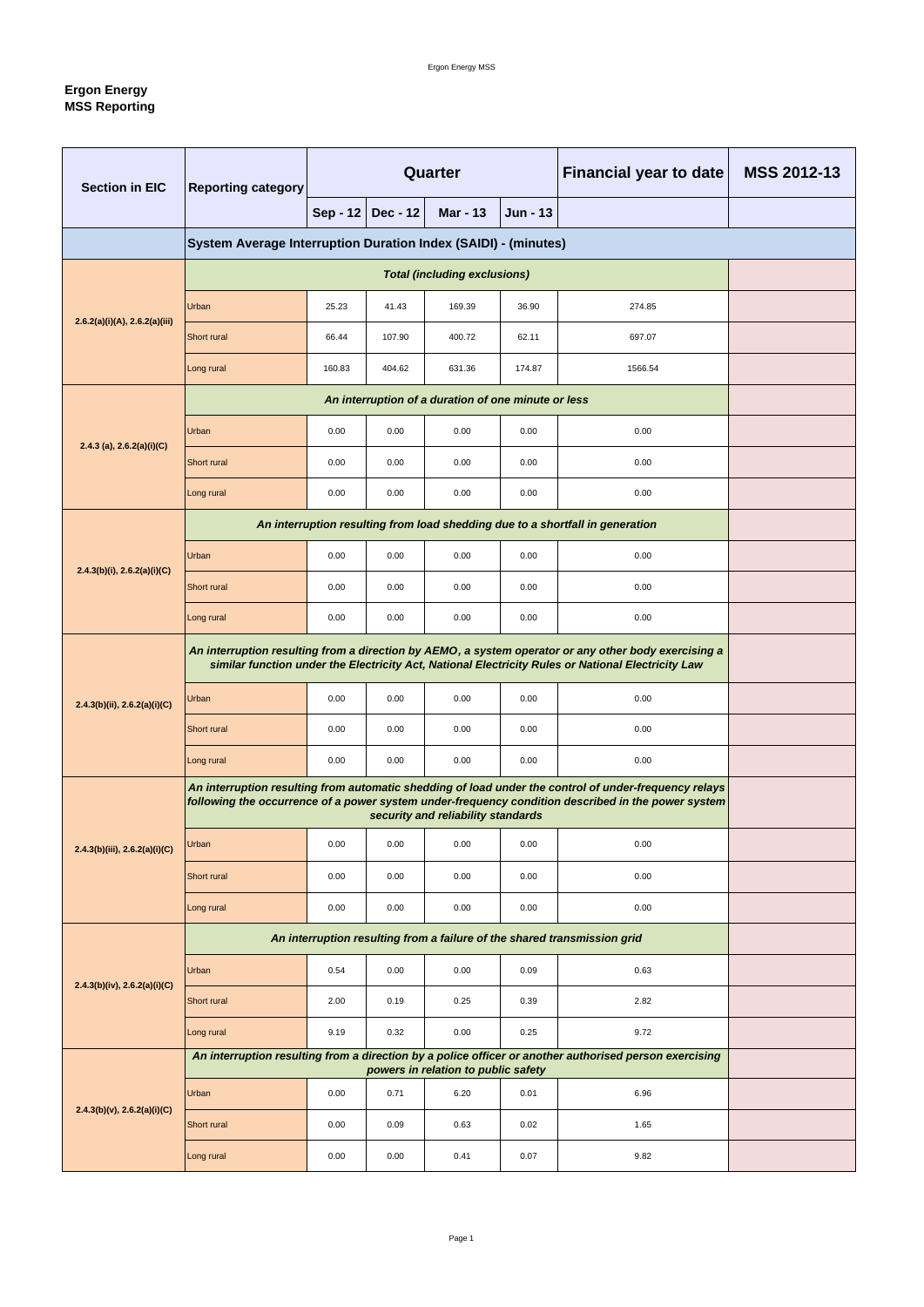**Ergon Energy**
**MSS Reporting**

| Section in EIC | Reporting category | Quarter | | | | Financial year to date | MSS 2012-13 |
|---|---|---|---|---|---|---|---|
| | | Sep - 12 | Dec - 12 | Mar - 13 | Jun - 13 | | |
| | **System Average Interruption Duration Index (SAIDI) - (minutes)** | | | | | | |
| | ***Total (including exclusions)*** | | | | | | |
| 2.6.2(a)(i)(A), 2.6.2(a)(iii) | Urban | 25.23 | 41.43 | 169.39 | 36.90 | 274.85 | |
| | Short rural | 66.44 | 107.90 | 400.72 | 62.11 | 697.07 | |
| | Long rural | 160.83 | 404.62 | 631.36 | 174.87 | 1566.54 | |
| | ***An interruption of a duration of one minute or less*** | | | | | | |
| 2.4.3 (a), 2.6.2(a)(i)(C) | Urban | 0.00 | 0.00 | 0.00 | 0.00 | 0.00 | |
| | Short rural | 0.00 | 0.00 | 0.00 | 0.00 | 0.00 | |
| | Long rural | 0.00 | 0.00 | 0.00 | 0.00 | 0.00 | |
| | ***An interruption resulting from load shedding due to a shortfall in generation*** | | | | | | |
| 2.4.3(b)(i), 2.6.2(a)(i)(C) | Urban | 0.00 | 0.00 | 0.00 | 0.00 | 0.00 | |
| | Short rural | 0.00 | 0.00 | 0.00 | 0.00 | 0.00 | |
| | Long rural | 0.00 | 0.00 | 0.00 | 0.00 | 0.00 | |
| | ***An interruption resulting from a direction by AEMO, a system operator or any other body exercising a similar function under the Electricity Act, National Electricity Rules or National Electricity Law*** | | | | | | |
| 2.4.3(b)(ii), 2.6.2(a)(i)(C) | Urban | 0.00 | 0.00 | 0.00 | 0.00 | 0.00 | |
| | Short rural | 0.00 | 0.00 | 0.00 | 0.00 | 0.00 | |
| | Long rural | 0.00 | 0.00 | 0.00 | 0.00 | 0.00 | |
| | ***An interruption resulting from automatic shedding of load under the control of under-frequency relays following the occurrence of a power system under-frequency condition described in the power system security and reliability standards*** | | | | | | |
| 2.4.3(b)(iii), 2.6.2(a)(i)(C) | Urban | 0.00 | 0.00 | 0.00 | 0.00 | 0.00 | |
| | Short rural | 0.00 | 0.00 | 0.00 | 0.00 | 0.00 | |
| | Long rural | 0.00 | 0.00 | 0.00 | 0.00 | 0.00 | |
| | ***An interruption resulting from a failure of the shared transmission grid*** | | | | | | |
| 2.4.3(b)(iv), 2.6.2(a)(i)(C) | Urban | 0.54 | 0.00 | 0.00 | 0.09 | 0.63 | |
| | Short rural | 2.00 | 0.19 | 0.25 | 0.39 | 2.82 | |
| | Long rural | 9.19 | 0.32 | 0.00 | 0.25 | 9.72 | |
| | ***An interruption resulting from a direction by a police officer or another authorised person exercising powers in relation to public safety*** | | | | | | |
| 2.4.3(b)(v), 2.6.2(a)(i)(C) | Urban | 0.00 | 0.71 | 6.20 | 0.01 | 6.96 | |
| | Short rural | 0.00 | 0.09 | 0.63 | 0.02 | 1.65 | |
| | Long rural | 0.00 | 0.00 | 0.41 | 0.07 | 9.82 | |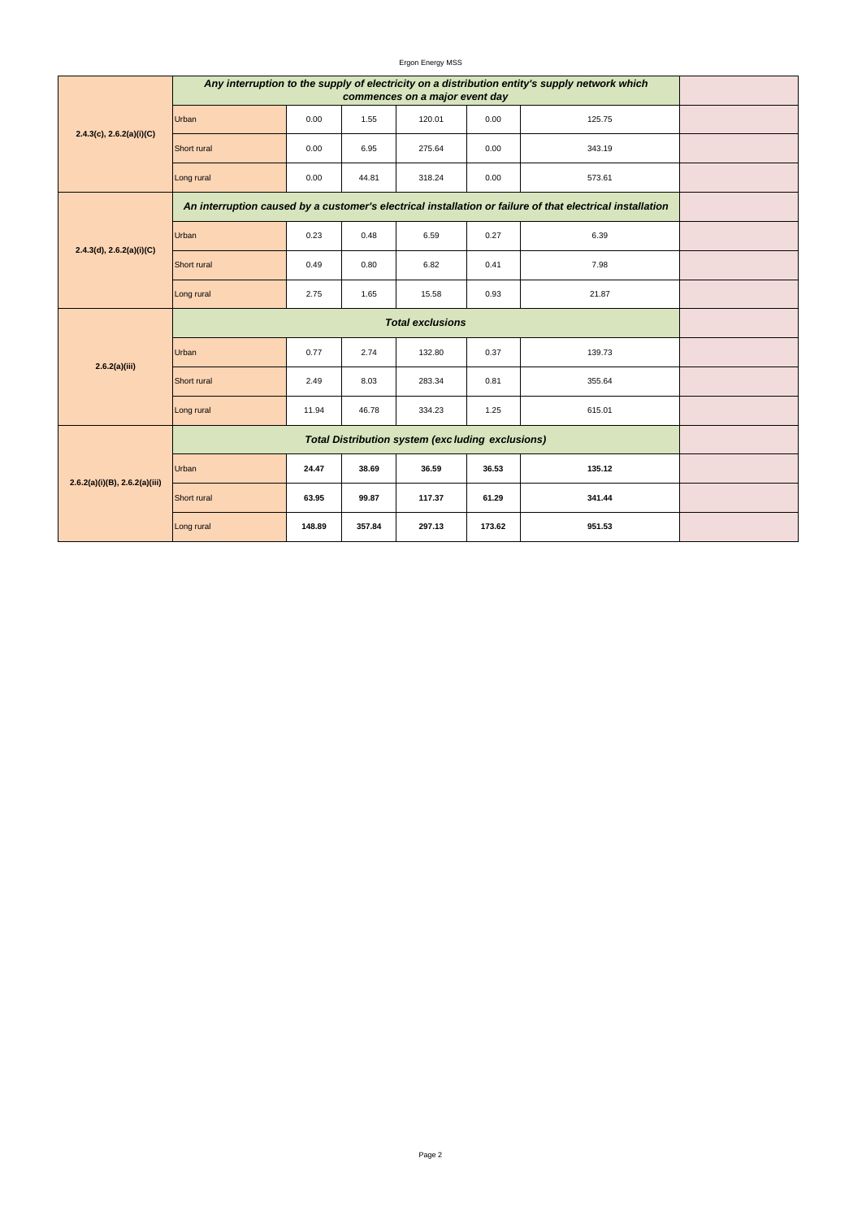| | | | | | | | |
|---|---|---|---|---|---|---|---|
| **2.4.3(c), 2.6.2(a)(i)(C)** | ***Any interruption to the supply of electricity on a distribution entity's supply network which commences on a major event day*** | | | | | | |
| | Urban | 0.00 | 1.55 | 120.01 | 0.00 | 125.75 | |
| | Short rural | 0.00 | 6.95 | 275.64 | 0.00 | 343.19 | |
| | Long rural | 0.00 | 44.81 | 318.24 | 0.00 | 573.61 | |
| **2.4.3(d), 2.6.2(a)(i)(C)** | ***An interruption caused by a customer's electrical installation or failure of that electrical installation*** | | | | | | |
| | Urban | 0.23 | 0.48 | 6.59 | 0.27 | 6.39 | |
| | Short rural | 0.49 | 0.80 | 6.82 | 0.41 | 7.98 | |
| | Long rural | 2.75 | 1.65 | 15.58 | 0.93 | 21.87 | |
| **2.6.2(a)(iii)** | ***Total exclusions*** | | | | | | |
| | Urban | 0.77 | 2.74 | 132.80 | 0.37 | 139.73 | |
| | Short rural | 2.49 | 8.03 | 283.34 | 0.81 | 355.64 | |
| | Long rural | 11.94 | 46.78 | 334.23 | 1.25 | 615.01 | |
| **2.6.2(a)(i)(B), 2.6.2(a)(iii)** | ***Total Distribution system (excluding exclusions)*** | | | | | | |
| | Urban | **24.47** | **38.69** | **36.59** | **36.53** | **135.12** | |
| | Short rural | **63.95** | **99.87** | **117.37** | **61.29** | **341.44** | |
| | Long rural | **148.89** | **357.84** | **297.13** | **173.62** | **951.53** | |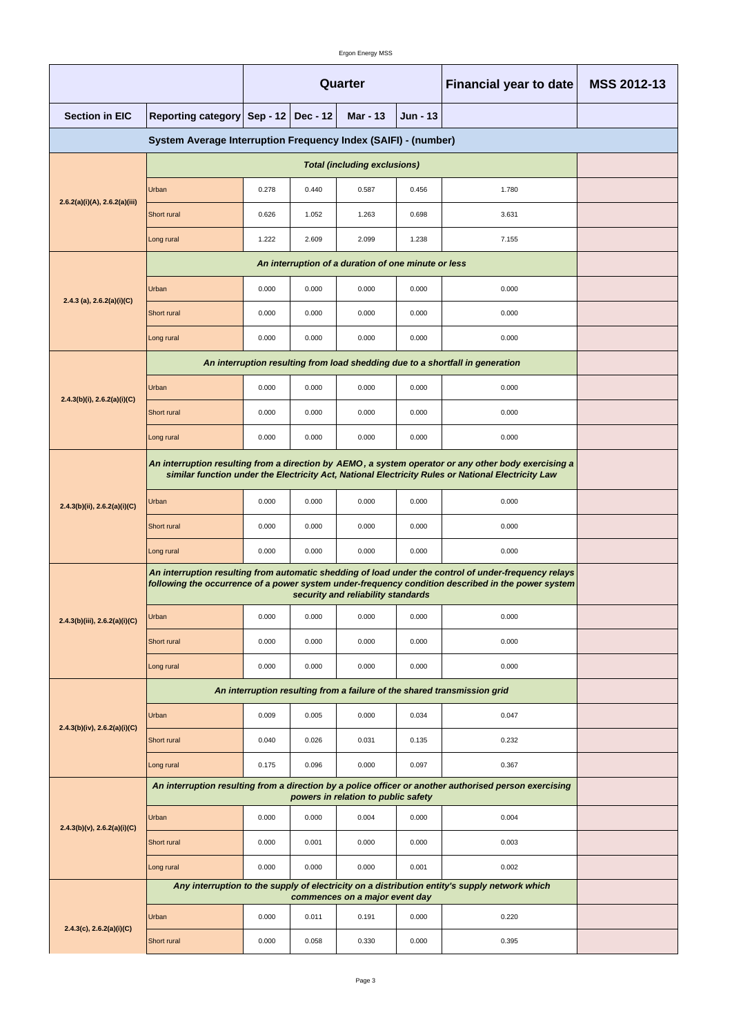| | | Quarter | | | | Financial year to date | MSS 2012-13 |
|---|---|---|---|---|---|---|---|
| **Section in EIC** | **Reporting category** | **Sep - 12** | **Dec - 12** | **Mar - 13** | **Jun - 13** | | |
| **System Average Interruption Frequency Index (SAIFI) - (number)** | | | | | | | |
| | ***Total (including exclusions)*** | | | | | | |
| 2.6.2(a)(i)(A), 2.6.2(a)(iii) | Urban | 0.278 | 0.440 | 0.587 | 0.456 | 1.780 | |
| | Short rural | 0.626 | 1.052 | 1.263 | 0.698 | 3.631 | |
| | Long rural | 1.222 | 2.609 | 2.099 | 1.238 | 7.155 | |
| | ***An interruption of a duration of one minute or less*** | | | | | | |
| 2.4.3 (a), 2.6.2(a)(i)(C) | Urban | 0.000 | 0.000 | 0.000 | 0.000 | 0.000 | |
| | Short rural | 0.000 | 0.000 | 0.000 | 0.000 | 0.000 | |
| | Long rural | 0.000 | 0.000 | 0.000 | 0.000 | 0.000 | |
| | ***An interruption resulting from load shedding due to a shortfall in generation*** | | | | | | |
| 2.4.3(b)(i), 2.6.2(a)(i)(C) | Urban | 0.000 | 0.000 | 0.000 | 0.000 | 0.000 | |
| | Short rural | 0.000 | 0.000 | 0.000 | 0.000 | 0.000 | |
| | Long rural | 0.000 | 0.000 | 0.000 | 0.000 | 0.000 | |
| | ***An interruption resulting from a direction by AEMO, a system operator or any other body exercising a similar function under the Electricity Act, National Electricity Rules or National Electricity Law*** | | | | | | |
| 2.4.3(b)(ii), 2.6.2(a)(i)(C) | Urban | 0.000 | 0.000 | 0.000 | 0.000 | 0.000 | |
| | Short rural | 0.000 | 0.000 | 0.000 | 0.000 | 0.000 | |
| | Long rural | 0.000 | 0.000 | 0.000 | 0.000 | 0.000 | |
| | ***An interruption resulting from automatic shedding of load under the control of under-frequency relays following the occurrence of a power system under-frequency condition described in the power system security and reliability standards*** | | | | | | |
| 2.4.3(b)(iii), 2.6.2(a)(i)(C) | Urban | 0.000 | 0.000 | 0.000 | 0.000 | 0.000 | |
| | Short rural | 0.000 | 0.000 | 0.000 | 0.000 | 0.000 | |
| | Long rural | 0.000 | 0.000 | 0.000 | 0.000 | 0.000 | |
| | ***An interruption resulting from a failure of the shared transmission grid*** | | | | | | |
| 2.4.3(b)(iv), 2.6.2(a)(i)(C) | Urban | 0.009 | 0.005 | 0.000 | 0.034 | 0.047 | |
| | Short rural | 0.040 | 0.026 | 0.031 | 0.135 | 0.232 | |
| | Long rural | 0.175 | 0.096 | 0.000 | 0.097 | 0.367 | |
| | ***An interruption resulting from a direction by a police officer or another authorised person exercising powers in relation to public safety*** | | | | | | |
| 2.4.3(b)(v), 2.6.2(a)(i)(C) | Urban | 0.000 | 0.000 | 0.004 | 0.000 | 0.004 | |
| | Short rural | 0.000 | 0.001 | 0.000 | 0.000 | 0.003 | |
| | Long rural | 0.000 | 0.000 | 0.000 | 0.001 | 0.002 | |
| | ***Any interruption to the supply of electricity on a distribution entity's supply network which commences on a major event day*** | | | | | | |
| 2.4.3(c), 2.6.2(a)(i)(C) | Urban | 0.000 | 0.011 | 0.191 | 0.000 | 0.220 | |
| | Short rural | 0.000 | 0.058 | 0.330 | 0.000 | 0.395 | |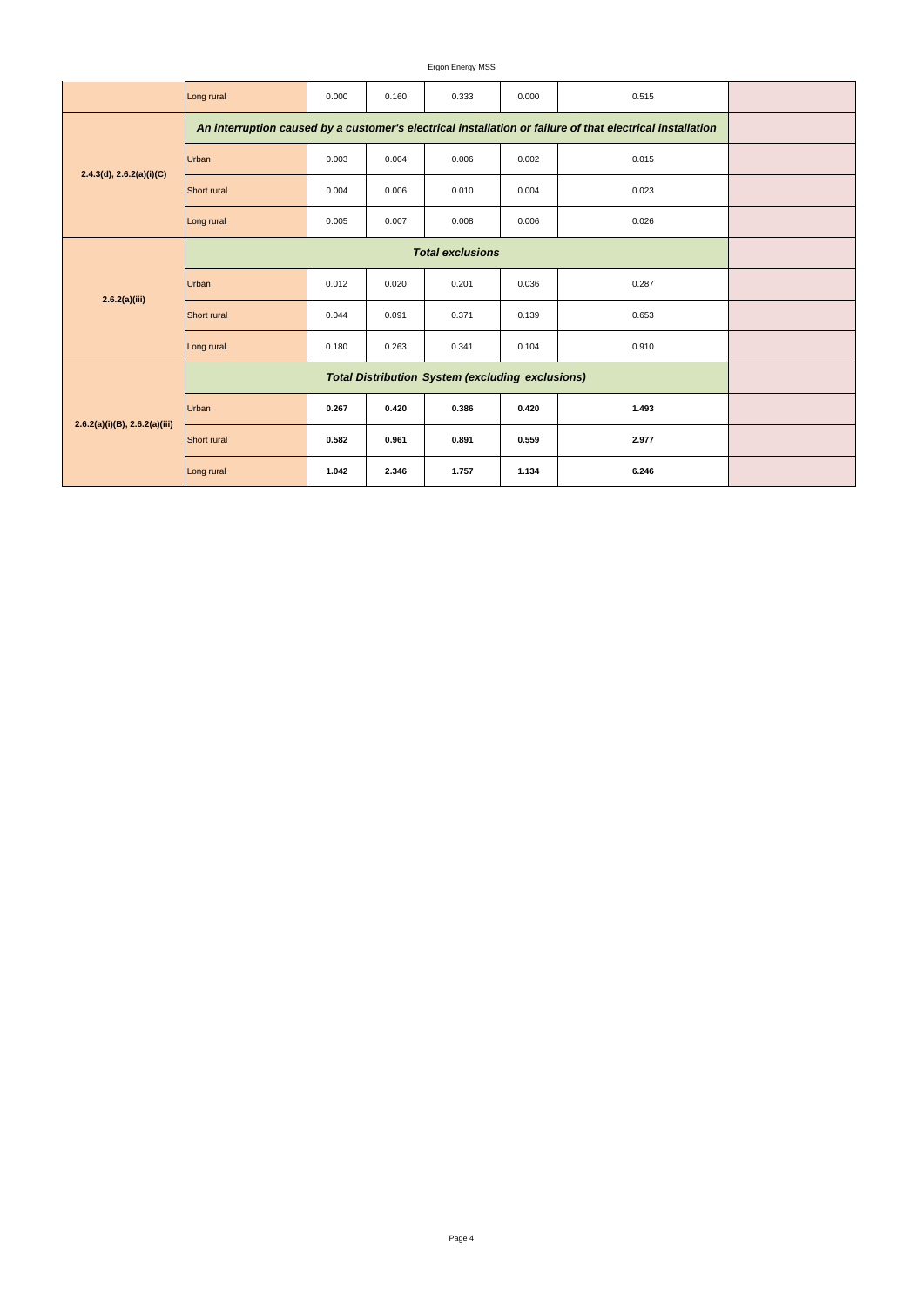| | | | | | | | |
|---|---|---|---|---|---|---|---|
| | Long rural | 0.000 | 0.160 | 0.333 | 0.000 | 0.515 | |
| 2.4.3(d), 2.6.2(a)(i)(C) | ***An interruption caused by a customer's electrical installation or failure of that electrical installation*** | | | | | | |
| | Urban | 0.003 | 0.004 | 0.006 | 0.002 | 0.015 | |
| | Short rural | 0.004 | 0.006 | 0.010 | 0.004 | 0.023 | |
| | Long rural | 0.005 | 0.007 | 0.008 | 0.006 | 0.026 | |
| 2.6.2(a)(iii) | ***Total exclusions*** | | | | | | |
| | Urban | 0.012 | 0.020 | 0.201 | 0.036 | 0.287 | |
| | Short rural | 0.044 | 0.091 | 0.371 | 0.139 | 0.653 | |
| | Long rural | 0.180 | 0.263 | 0.341 | 0.104 | 0.910 | |
| 2.6.2(a)(i)(B), 2.6.2(a)(iii) | ***Total Distribution System (excluding exclusions)*** | | | | | | |
| | Urban | **0.267** | **0.420** | **0.386** | **0.420** | **1.493** | |
| | Short rural | **0.582** | **0.961** | **0.891** | **0.559** | **2.977** | |
| | Long rural | **1.042** | **2.346** | **1.757** | **1.134** | **6.246** | |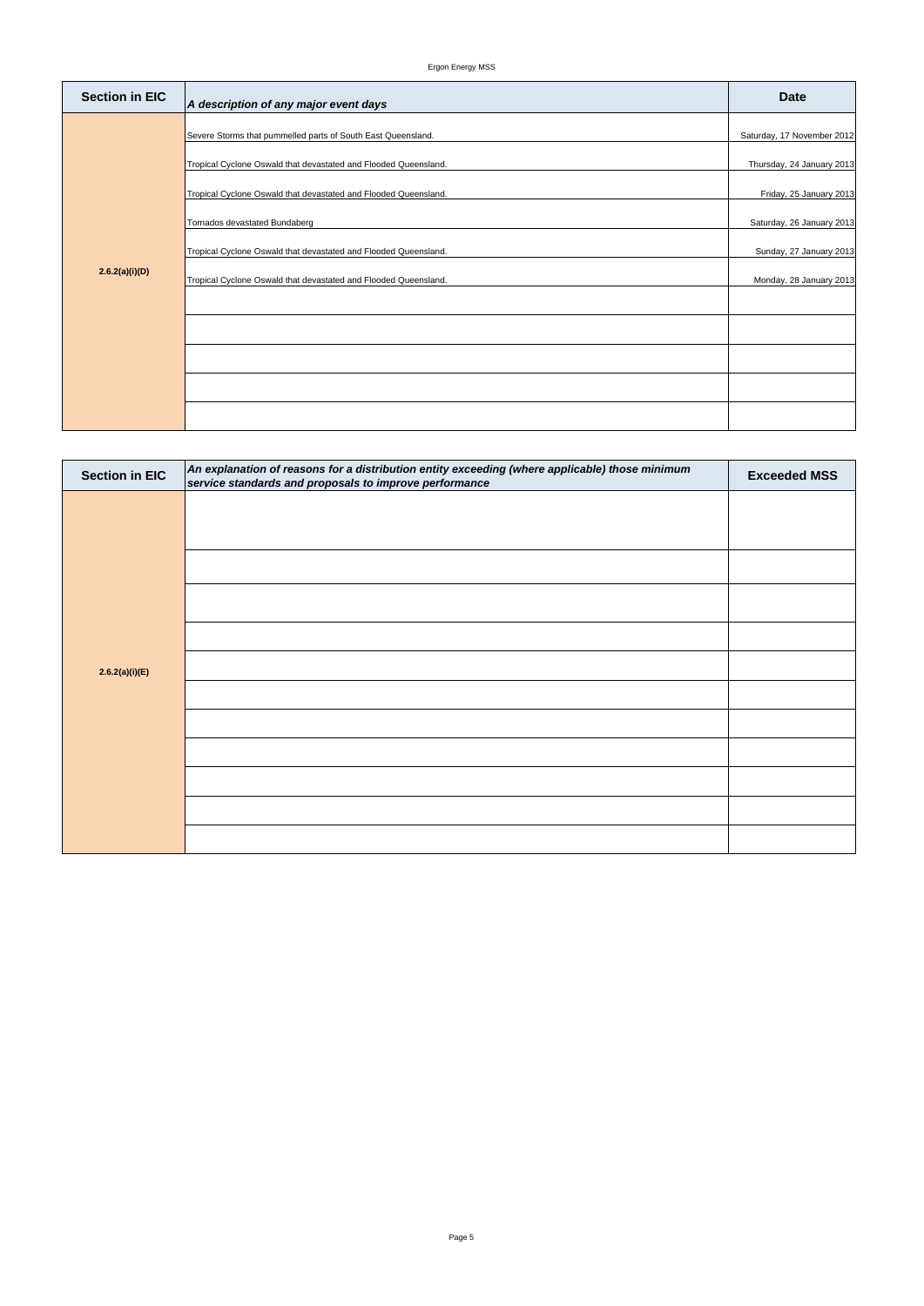| Section in EIC | *A description of any major event days* | Date |
|---|---|---|
| 2.6.2(a)(i)(D) | Severe Storms that pummelled parts of South East Queensland. | Saturday, 17 November 2012 |
| | Tropical Cyclone Oswald that devastated and Flooded Queensland. | Thursday, 24 January 2013 |
| | Tropical Cyclone Oswald that devastated and Flooded Queensland. | Friday, 25 January 2013 |
| | Tornados devastated Bundaberg | Saturday, 26 January 2013 |
| | Tropical Cyclone Oswald that devastated and Flooded Queensland. | Sunday, 27 January 2013 |
| | Tropical Cyclone Oswald that devastated and Flooded Queensland. | Monday, 28 January 2013 |
| | | |
| | | |
| | | |
| | | |
| | | |

| Section in EIC | *An explanation of reasons for a distribution entity exceeding (where applicable) those minimum service standards and proposals to improve performance* | Exceeded MSS |
|---|---|---|
| 2.6.2(a)(i)(E) | | |
| | | |
| | | |
| | | |
| | | |
| | | |
| | | |
| | | |
| | | |
| | | |
| | | |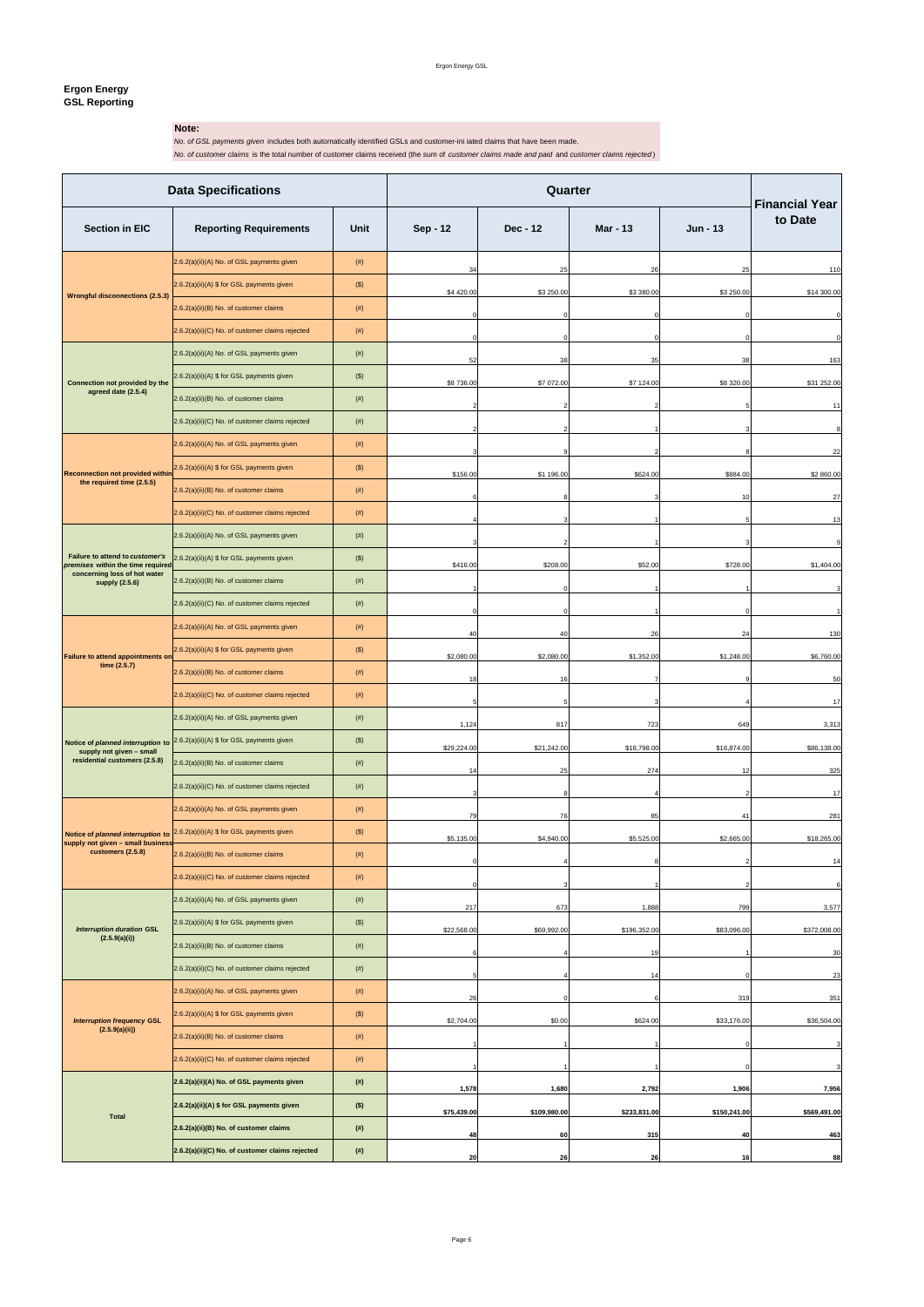# Ergon Energy
## GSL Reporting

**Note:**

*No. of GSL payments given* includes both automatically identified GSLs and customer-ini iated claims that have been made.

*No. of customer claims* is the total number of customer claims received (the sum of *customer claims made and paid* and *customer claims rejected*)

| Data Specifications | | | Quarter | | | | Financial Year to Date |
|---|---|---|---|---|---|---|---|
| **Section in EIC** | **Reporting Requirements** | **Unit** | **Sep - 12** | **Dec - 12** | **Mar - 13** | **Jun - 13** | |
| **Wrongful disconnections (2.5.3)** | 2.6.2(a)(ii)(A) No. of GSL payments given | (#) | 34 | 25 | 26 | 25 | 110 |
| | 2.6.2(a)(ii)(A) $ for GSL payments given | ($) | $4 420.00 | $3 250.00 | $3 380.00 | $3 250.00 | $14 300.00 |
| | 2.6.2(a)(ii)(B) No. of customer claims | (#) | 0 | 0 | 0 | 0 | 0 |
| | 2.6.2(a)(ii)(C) No. of customer claims rejected | (#) | 0 | 0 | 0 | 0 | 0 |
| **Connection not provided by the agreed date (2.5.4)** | 2.6.2(a)(ii)(A) No. of GSL payments given | (#) | 52 | 38 | 35 | 38 | 163 |
| | 2.6.2(a)(ii)(A) $ for GSL payments given | ($) | $8 736.00 | $7 072.00 | $7 124.00 | $8 320.00 | $31 252.00 |
| | 2.6.2(a)(ii)(B) No. of customer claims | (#) | 2 | 2 | 2 | 5 | 11 |
| | 2.6.2(a)(ii)(C) No. of customer claims rejected | (#) | 2 | 2 | 1 | 3 | 8 |
| **Reconnection not provided within the required time (2.5.5)** | 2.6.2(a)(ii)(A) No. of GSL payments given | (#) | 3 | 9 | 2 | 8 | 22 |
| | 2.6.2(a)(ii)(A) $ for GSL payments given | ($) | $156.00 | $1 196.00 | $624.00 | $884.00 | $2 860.00 |
| | 2.6.2(a)(ii)(B) No. of customer claims | (#) | 6 | 8 | 3 | 10 | 27 |
| | 2.6.2(a)(ii)(C) No. of customer claims rejected | (#) | 4 | 3 | 1 | 5 | 13 |
| **Failure to attend to *customer's premises* within the time required concerning loss of hot water supply (2.5.6)** | 2.6.2(a)(ii)(A) No. of GSL payments given | (#) | 3 | 2 | 1 | 3 | 9 |
| | 2.6.2(a)(ii)(A) $ for GSL payments given | ($) | $416.00 | $208.00 | $52.00 | $728.00 | $1,404.00 |
| | 2.6.2(a)(ii)(B) No. of customer claims | (#) | 1 | 0 | 1 | 1 | 3 |
| | 2.6.2(a)(ii)(C) No. of customer claims rejected | (#) | 0 | 0 | 1 | 0 | 1 |
| **Failure to attend appointments on time (2.5.7)** | 2.6.2(a)(ii)(A) No. of GSL payments given | (#) | 40 | 40 | 26 | 24 | 130 |
| | 2.6.2(a)(ii)(A) $ for GSL payments given | ($) | $2,080.00 | $2,080.00 | $1,352.00 | $1,248.00 | $6,760.00 |
| | 2.6.2(a)(ii)(B) No. of customer claims | (#) | 18 | 16 | 7 | 9 | 50 |
| | 2.6.2(a)(ii)(C) No. of customer claims rejected | (#) | 5 | 5 | 3 | 4 | 17 |
| **Notice of *planned interruption* to supply not given – small residential customers (2.5.8)** | 2.6.2(a)(ii)(A) No. of GSL payments given | (#) | 1,124 | 817 | 723 | 649 | 3,313 |
| | 2.6.2(a)(ii)(A) $ for GSL payments given | ($) | $29,224.00 | $21,242.00 | $18,798.00 | $16,874.00 | $86,138.00 |
| | 2.6.2(a)(ii)(B) No. of customer claims | (#) | 14 | 25 | 274 | 12 | 325 |
| | 2.6.2(a)(ii)(C) No. of customer claims rejected | (#) | 3 | 8 | 4 | 2 | 17 |
| **Notice of *planned interruption* to supply not given – small business customers (2.5.8)** | 2.6.2(a)(ii)(A) No. of GSL payments given | (#) | 79 | 76 | 85 | 41 | 281 |
| | 2.6.2(a)(ii)(A) $ for GSL payments given | ($) | $5,135.00 | $4,940.00 | $5,525.00 | $2,665.00 | $18,265.00 |
| | 2.6.2(a)(ii)(B) No. of customer claims | (#) | 0 | 4 | 8 | 2 | 14 |
| | 2.6.2(a)(ii)(C) No. of customer claims rejected | (#) | 0 | 3 | 1 | 2 | 6 |
| ***Interruption duration* GSL (2.5.9(a)(i))** | 2.6.2(a)(ii)(A) No. of GSL payments given | (#) | 217 | 673 | 1,888 | 799 | 3,577 |
| | 2.6.2(a)(ii)(A) $ for GSL payments given | ($) | $22,568.00 | $69,992.00 | $196,352.00 | $83,096.00 | $372,008.00 |
| | 2.6.2(a)(ii)(B) No. of customer claims | (#) | 6 | 4 | 19 | 1 | 30 |
| | 2.6.2(a)(ii)(C) No. of customer claims rejected | (#) | 5 | 4 | 14 | 0 | 23 |
| ***Interruption frequency* GSL (2.5.9(a)(ii))** | 2.6.2(a)(ii)(A) No. of GSL payments given | (#) | 26 | 0 | 6 | 319 | 351 |
| | 2.6.2(a)(ii)(A) $ for GSL payments given | ($) | $2,704.00 | $0.00 | $624.00 | $33,176.00 | $36,504.00 |
| | 2.6.2(a)(ii)(B) No. of customer claims | (#) | 1 | 1 | 1 | 0 | 3 |
| | 2.6.2(a)(ii)(C) No. of customer claims rejected | (#) | 1 | 1 | 1 | 0 | 3 |
| **Total** | **2.6.2(a)(ii)(A) No. of GSL payments given** | **(#)** | **1,578** | **1,680** | **2,792** | **1,906** | **7,956** |
| | **2.6.2(a)(ii)(A) $ for GSL payments given** | **($)** | **$75,439.00** | **$109,980.00** | **$233,831.00** | **$150,241.00** | **$569,491.00** |
| | **2.6.2(a)(ii)(B) No. of customer claims** | **(#)** | **48** | **60** | **315** | **40** | **463** |
| | **2.6.2(a)(ii)(C) No. of customer claims rejected** | **(#)** | **20** | **26** | **26** | **16** | **88** |